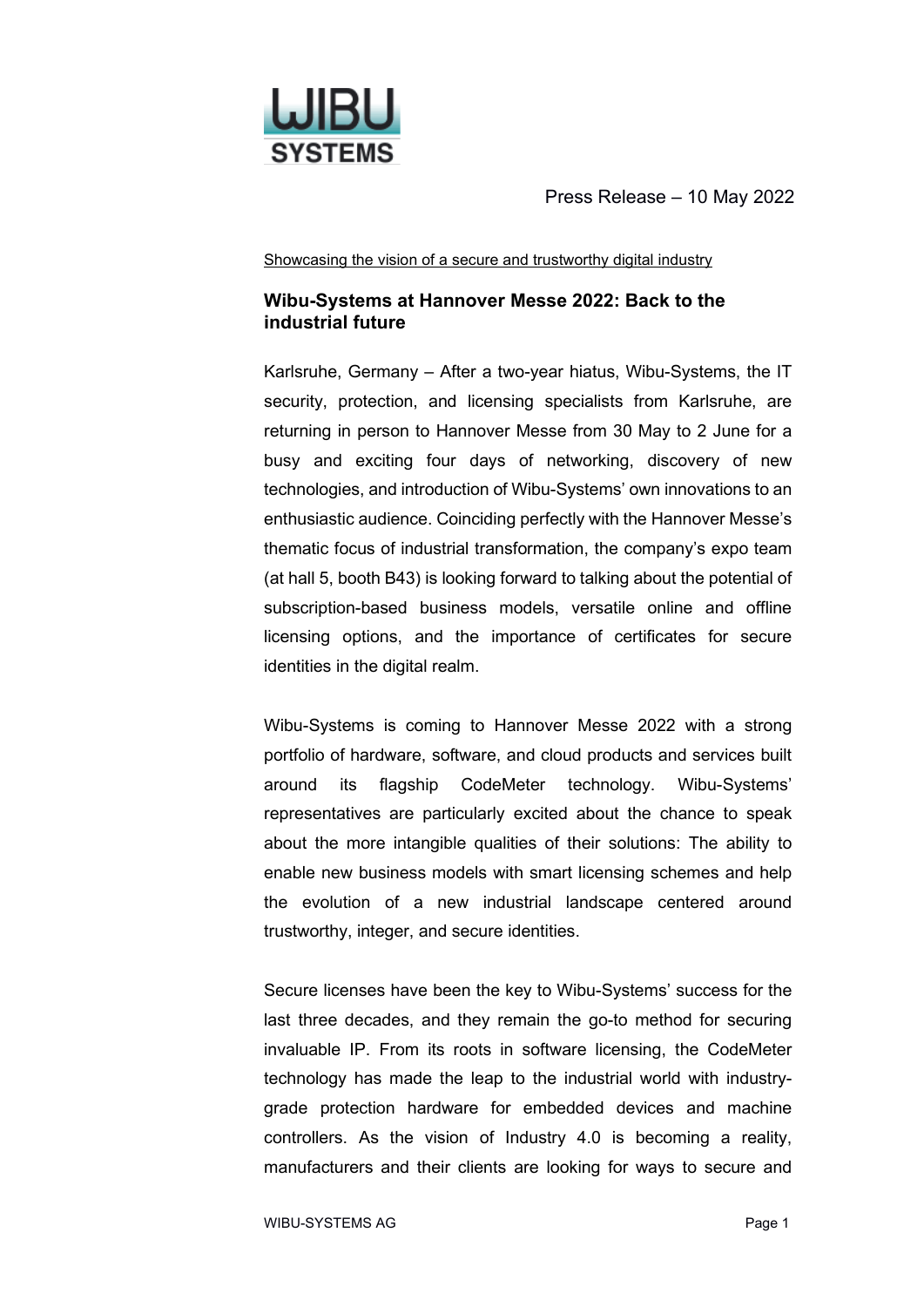Press Release – 10 May 2022

Showcasing the vision of a secure and trustworthy digital industry

## Wibu-Systems at Hannover Messe 2022: Back to the industrial future

Karlsruhe, Germany – After a two-year hiatus, Wibu-Systems, the IT security, protection, and licensing specialists from Karlsruhe, are returning in person to Hannover Messe from 30 May to 2 June for a busy and exciting four days of networking, discovery of new technologies, and introduction of Wibu-Systems' own innovations to an enthusiastic audience. Coinciding perfectly with the Hannover Messe's thematic focus of industrial transformation, the company's expo team (at hall 5, booth B43) is looking forward to talking about the potential of subscription-based business models, versatile online and offline licensing options, and the importance of certificates for secure identities in the digital realm.

Wibu-Systems is coming to Hannover Messe 2022 with a strong portfolio of hardware, software, and cloud products and services built around its flagship CodeMeter technology. Wibu-Systems' representatives are particularly excited about the chance to speak about the more intangible qualities of their solutions: The ability to enable new business models with smart licensing schemes and help the evolution of a new industrial landscape centered around trustworthy, integer, and secure identities.

Secure licenses have been the key to Wibu-Systems' success for the last three decades, and they remain the go-to method for securing invaluable IP. From its roots in software licensing, the CodeMeter technology has made the leap to the industrial world with industry-grade protection hardware for embedded devices and machine controllers. As the vision of Industry 4.0 is becoming a reality, manufacturers and their clients are looking for ways to secure and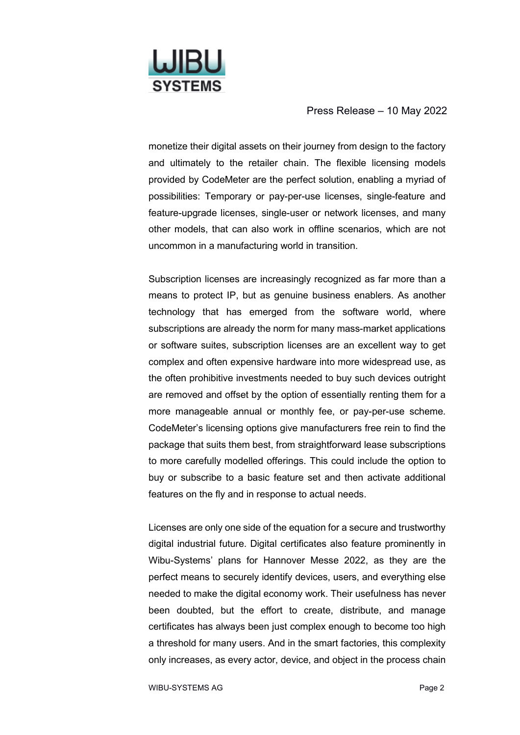monetize their digital assets on their journey from design to the factory and ultimately to the retailer chain. The flexible licensing models provided by CodeMeter are the perfect solution, enabling a myriad of possibilities: Temporary or pay-per-use licenses, single-feature and feature-upgrade licenses, single-user or network licenses, and many other models, that can also work in offline scenarios, which are not uncommon in a manufacturing world in transition.

Subscription licenses are increasingly recognized as far more than a means to protect IP, but as genuine business enablers. As another technology that has emerged from the software world, where subscriptions are already the norm for many mass-market applications or software suites, subscription licenses are an excellent way to get complex and often expensive hardware into more widespread use, as the often prohibitive investments needed to buy such devices outright are removed and offset by the option of essentially renting them for a more manageable annual or monthly fee, or pay-per-use scheme. CodeMeter's licensing options give manufacturers free rein to find the package that suits them best, from straightforward lease subscriptions to more carefully modelled offerings. This could include the option to buy or subscribe to a basic feature set and then activate additional features on the fly and in response to actual needs.

Licenses are only one side of the equation for a secure and trustworthy digital industrial future. Digital certificates also feature prominently in Wibu-Systems' plans for Hannover Messe 2022, as they are the perfect means to securely identify devices, users, and everything else needed to make the digital economy work. Their usefulness has never been doubted, but the effort to create, distribute, and manage certificates has always been just complex enough to become too high a threshold for many users. And in the smart factories, this complexity only increases, as every actor, device, and object in the process chain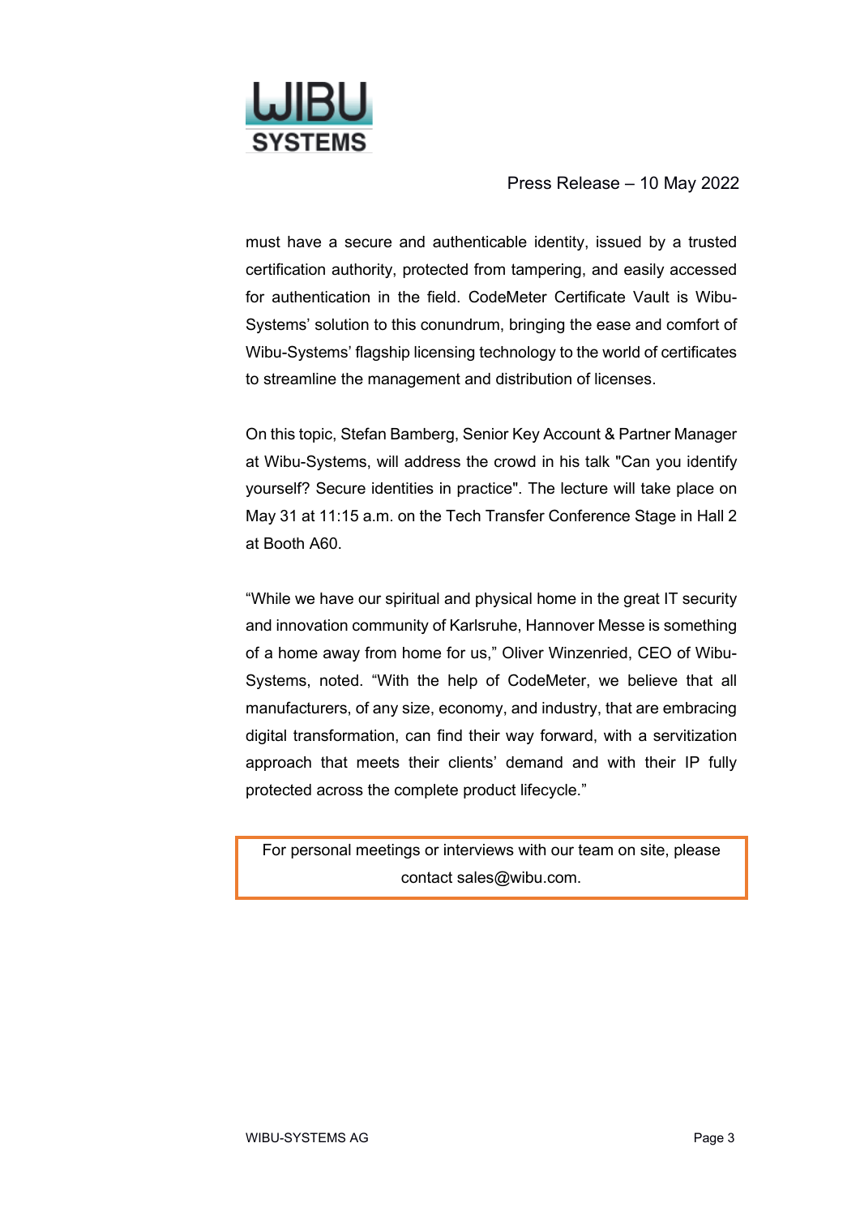must have a secure and authenticable identity, issued by a trusted certification authority, protected from tampering, and easily accessed for authentication in the field. CodeMeter Certificate Vault is Wibu-Systems' solution to this conundrum, bringing the ease and comfort of Wibu-Systems' flagship licensing technology to the world of certificates to streamline the management and distribution of licenses.

On this topic, Stefan Bamberg, Senior Key Account & Partner Manager at Wibu-Systems, will address the crowd in his talk "Can you identify yourself? Secure identities in practice". The lecture will take place on May 31 at 11:15 a.m. on the Tech Transfer Conference Stage in Hall 2 at Booth A60.

"While we have our spiritual and physical home in the great IT security and innovation community of Karlsruhe, Hannover Messe is something of a home away from home for us," Oliver Winzenried, CEO of Wibu-Systems, noted. "With the help of CodeMeter, we believe that all manufacturers, of any size, economy, and industry, that are embracing digital transformation, can find their way forward, with a servitization approach that meets their clients' demand and with their IP fully protected across the complete product lifecycle."

For personal meetings or interviews with our team on site, please contact sales@wibu.com.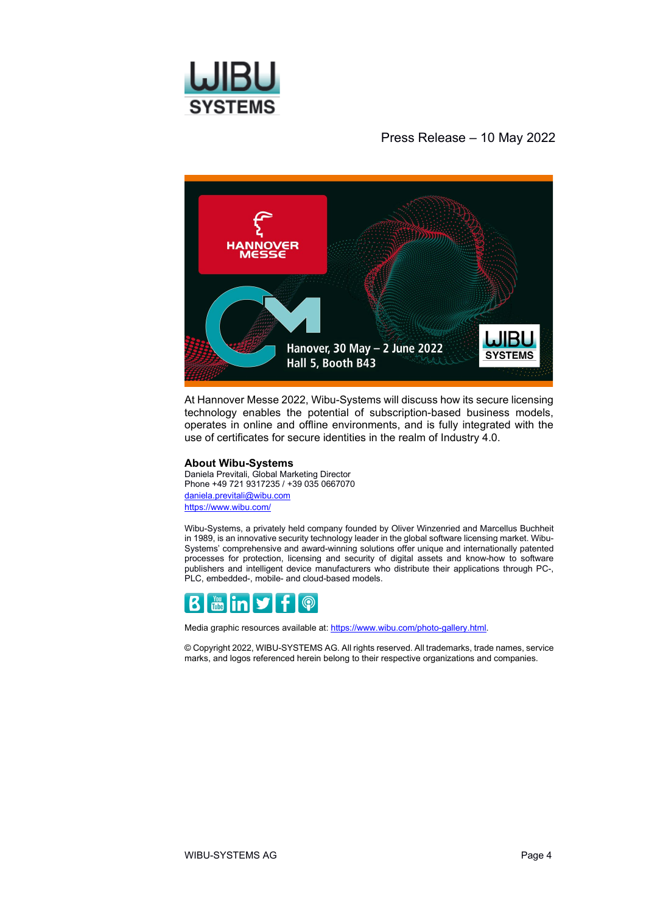Press Release – 10 May 2022

Hanover, 30 May – 2 June 2022
Hall 5, Booth B43

At Hannover Messe 2022, Wibu-Systems will discuss how its secure licensing technology enables the potential of subscription-based business models, operates in online and offline environments, and is fully integrated with the use of certificates for secure identities in the realm of Industry 4.0.

**About Wibu-Systems**

Daniela Previtali, Global Marketing Director
Phone +49 721 9317235 / +39 035 0667070
daniela.previtali@wibu.com
https://www.wibu.com/

Wibu-Systems, a privately held company founded by Oliver Winzenried and Marcellus Buchheit in 1989, is an innovative security technology leader in the global software licensing market. Wibu-Systems' comprehensive and award-winning solutions offer unique and internationally patented processes for protection, licensing and security of digital assets and know-how to software publishers and intelligent device manufacturers who distribute their applications through PC-, PLC, embedded-, mobile- and cloud-based models.

Media graphic resources available at: https://www.wibu.com/photo-gallery.html.

© Copyright 2022, WIBU-SYSTEMS AG. All rights reserved. All trademarks, trade names, service marks, and logos referenced herein belong to their respective organizations and companies.